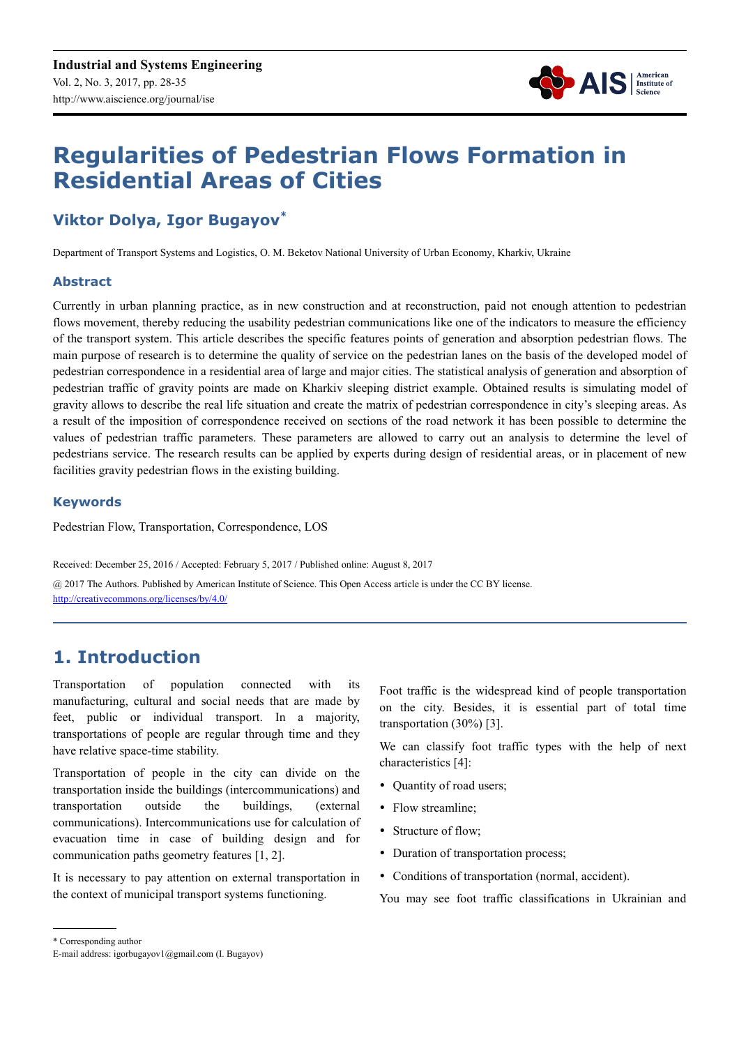# Regularities of Pedestrian Flows Formation in Residential Areas of Cities

## Viktor Dolya, Igor Bugayov*

Department of Transport Systems and Logistics, O. M. Beketov National University of Urban Economy, Kharkiv, Ukraine

### Abstract

Currently in urban planning practice, as in new construction and at reconstruction, paid not enough attention to pedestrian flows movement, thereby reducing the usability pedestrian communications like one of the indicators to measure the efficiency of the transport system. This article describes the specific features points of generation and absorption pedestrian flows. The main purpose of research is to determine the quality of service on the pedestrian lanes on the basis of the developed model of pedestrian correspondence in a residential area of large and major cities. The statistical analysis of generation and absorption of pedestrian traffic of gravity points are made on Kharkiv sleeping district example. Obtained results is simulating model of gravity allows to describe the real life situation and create the matrix of pedestrian correspondence in city's sleeping areas. As a result of the imposition of correspondence received on sections of the road network it has been possible to determine the values of pedestrian traffic parameters. These parameters are allowed to carry out an analysis to determine the level of pedestrians service. The research results can be applied by experts during design of residential areas, or in placement of new facilities gravity pedestrian flows in the existing building.

### Keywords

Pedestrian Flow, Transportation, Correspondence, LOS

Received: December 25, 2016 / Accepted: February 5, 2017 / Published online: August 8, 2017

@ 2017 The Authors. Published by American Institute of Science. This Open Access article is under the CC BY license. http://creativecommons.org/licenses/by/4.0/

## 1. Introduction

Transportation of population connected with its manufacturing, cultural and social needs that are made by feet, public or individual transport. In a majority, transportations of people are regular through time and they have relative space-time stability.

Transportation of people in the city can divide on the transportation inside the buildings (intercommunications) and transportation outside the buildings, (external communications). Intercommunications use for calculation of evacuation time in case of building design and for communication paths geometry features [1, 2].

It is necessary to pay attention on external transportation in the context of municipal transport systems functioning.

Foot traffic is the widespread kind of people transportation on the city. Besides, it is essential part of total time transportation (30%) [3].

We can classify foot traffic types with the help of next characteristics [4]:

- Quantity of road users;
- Flow streamline;
- Structure of flow;
- Duration of transportation process;
- Conditions of transportation (normal, accident).

You may see foot traffic classifications in Ukrainian and

* Corresponding author
E-mail address: igorbugayov1@gmail.com (I. Bugayov)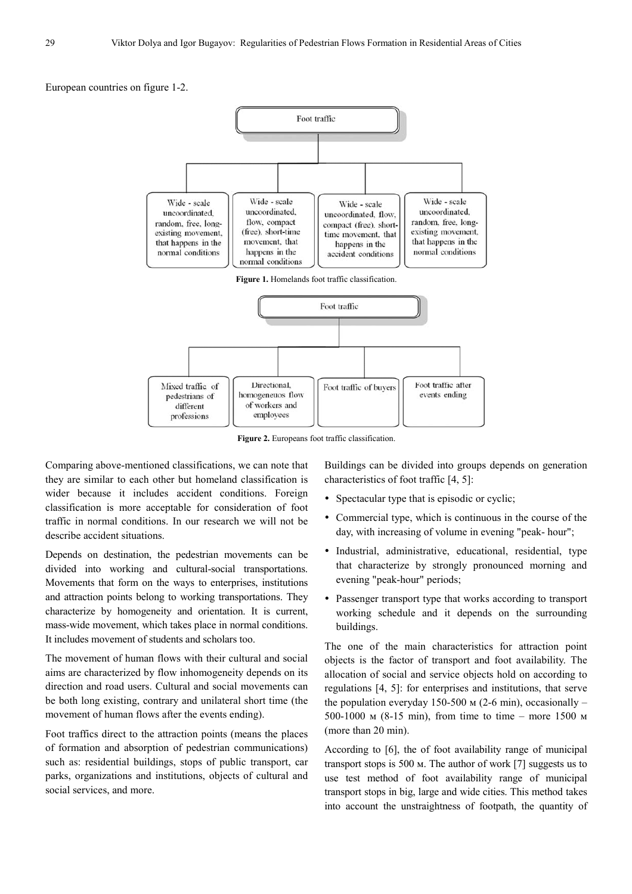European countries on figure 1-2.

Foot traffic

- Wide - scale uncoordinated, random, free, long-existing movement, that happens in the normal conditions
- Wide - scale uncoordinated, flow, compact (free), short-time movement, that happens in the normal conditions
- Wide - scale uncoordinated, flow, compact (free), short-time movement, that happens in the accident conditions
- Wide - scale uncoordinated, random, free, long-existing movement, that happens in the normal conditions

**Figure 1.** Homelands foot traffic classification.

Foot traffic

- Mixed traffic of pedestrians of different professions
- Directional, homogeneuos flow of workers and employees
- Foot traffic of buyers
- Foot traffic after events ending

**Figure 2.** Europeans foot traffic classification.

Comparing above-mentioned classifications, we can note that they are similar to each other but homeland classification is wider because it includes accident conditions. Foreign classification is more acceptable for consideration of foot traffic in normal conditions. In our research we will not be describe accident situations.

Depends on destination, the pedestrian movements can be divided into working and cultural-social transportations. Movements that form on the ways to enterprises, institutions and attraction points belong to working transportations. They characterize by homogeneity and orientation. It is current, mass-wide movement, which takes place in normal conditions. It includes movement of students and scholars too.

The movement of human flows with their cultural and social aims are characterized by flow inhomogeneity depends on its direction and road users. Cultural and social movements can be both long existing, contrary and unilateral short time (the movement of human flows after the events ending).

Foot traffics direct to the attraction points (means the places of formation and absorption of pedestrian communications) such as: residential buildings, stops of public transport, car parks, organizations and institutions, objects of cultural and social services, and more.

Buildings can be divided into groups depends on generation characteristics of foot traffic [4, 5]:

- Spectacular type that is episodic or cyclic;
- Commercial type, which is continuous in the course of the day, with increasing of volume in evening "peak- hour";
- Industrial, administrative, educational, residential, type that characterize by strongly pronounced morning and evening "peak-hour" periods;
- Passenger transport type that works according to transport working schedule and it depends on the surrounding buildings.

The one of the main characteristics for attraction point objects is the factor of transport and foot availability. The allocation of social and service objects hold on according to regulations [4, 5]: for enterprises and institutions, that serve the population everyday 150-500 м (2-6 min), occasionally – 500-1000 м (8-15 min), from time to time – more 1500 м (more than 20 min).

According to [6], the of foot availability range of municipal transport stops is 500 м. The author of work [7] suggests us to use test method of foot availability range of municipal transport stops in big, large and wide cities. This method takes into account the unstraightness of footpath, the quantity of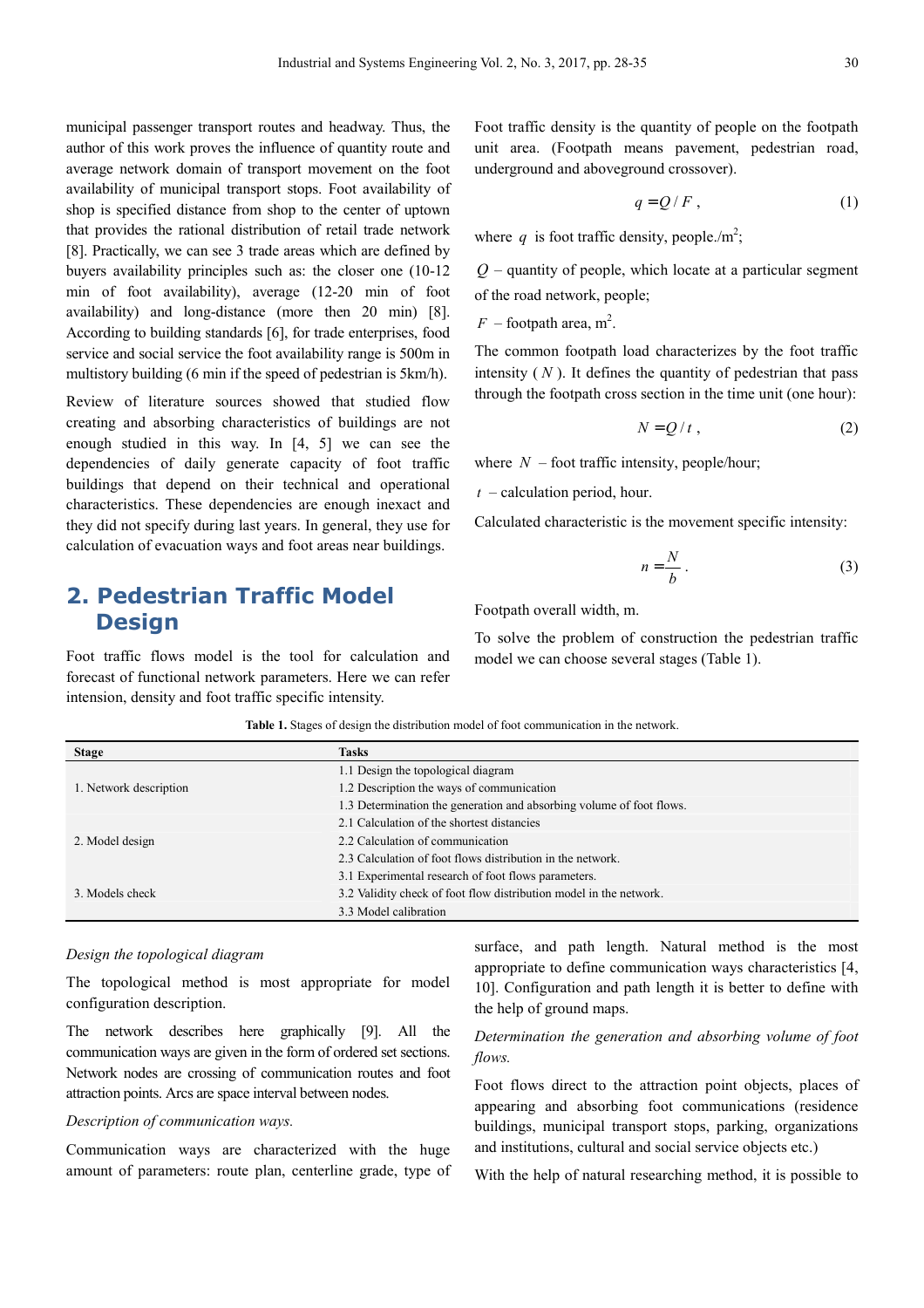municipal passenger transport routes and headway. Thus, the author of this work proves the influence of quantity route and average network domain of transport movement on the foot availability of municipal transport stops. Foot availability of shop is specified distance from shop to the center of uptown that provides the rational distribution of retail trade network [8]. Practically, we can see 3 trade areas which are defined by buyers availability principles such as: the closer one (10-12 min of foot availability), average (12-20 min of foot availability) and long-distance (more then 20 min) [8]. According to building standards [6], for trade enterprises, food service and social service the foot availability range is 500m in multistory building (6 min if the speed of pedestrian is 5km/h).

Review of literature sources showed that studied flow creating and absorbing characteristics of buildings are not enough studied in this way. In [4, 5] we can see the dependencies of daily generate capacity of foot traffic buildings that depend on their technical and operational characteristics. These dependencies are enough inexact and they did not specify during last years. In general, they use for calculation of evacuation ways and foot areas near buildings.

## 2. Pedestrian Traffic Model Design

Foot traffic flows model is the tool for calculation and forecast of functional network parameters. Here we can refer intension, density and foot traffic specific intensity.

Foot traffic density is the quantity of people on the footpath unit area. (Footpath means pavement, pedestrian road, underground and aboveground crossover).

$$q = Q / F , \tag{1}$$

where $q$ is foot traffic density, people./m$^2$;

$Q$ – quantity of people, which locate at a particular segment of the road network, people;

$F$ – footpath area, m$^2$.

The common footpath load characterizes by the foot traffic intensity ( $N$ ). It defines the quantity of pedestrian that pass through the footpath cross section in the time unit (one hour):

$$N = Q / t , \tag{2}$$

where $N$ – foot traffic intensity, people/hour;

$t$ – calculation period, hour.

Calculated characteristic is the movement specific intensity:

$$n = \frac{N}{b} . \tag{3}$$

Footpath overall width, m.

To solve the problem of construction the pedestrian traffic model we can choose several stages (Table 1).

**Table 1.** Stages of design the distribution model of foot communication in the network.

| Stage | Tasks |
|---|---|
| 1. Network description | 1.1 Design the topological diagram |
| | 1.2 Description the ways of communication |
| | 1.3 Determination the generation and absorbing volume of foot flows. |
| 2. Model design | 2.1 Calculation of the shortest distancies |
| | 2.2 Calculation of communication |
| | 2.3 Calculation of foot flows distribution in the network. |
| 3. Models check | 3.1 Experimental research of foot flows parameters. |
| | 3.2 Validity check of foot flow distribution model in the network. |
| | 3.3 Model calibration |

*Design the topological diagram*

The topological method is most appropriate for model configuration description.

The network describes here graphically [9]. All the communication ways are given in the form of ordered set sections. Network nodes are crossing of communication routes and foot attraction points. Arcs are space interval between nodes.

*Description of communication ways.*

Communication ways are characterized with the huge amount of parameters: route plan, centerline grade, type of surface, and path length. Natural method is the most appropriate to define communication ways characteristics [4, 10]. Configuration and path length it is better to define with the help of ground maps.

*Determination the generation and absorbing volume of foot flows.*

Foot flows direct to the attraction point objects, places of appearing and absorbing foot communications (residence buildings, municipal transport stops, parking, organizations and institutions, cultural and social service objects etc.)

With the help of natural researching method, it is possible to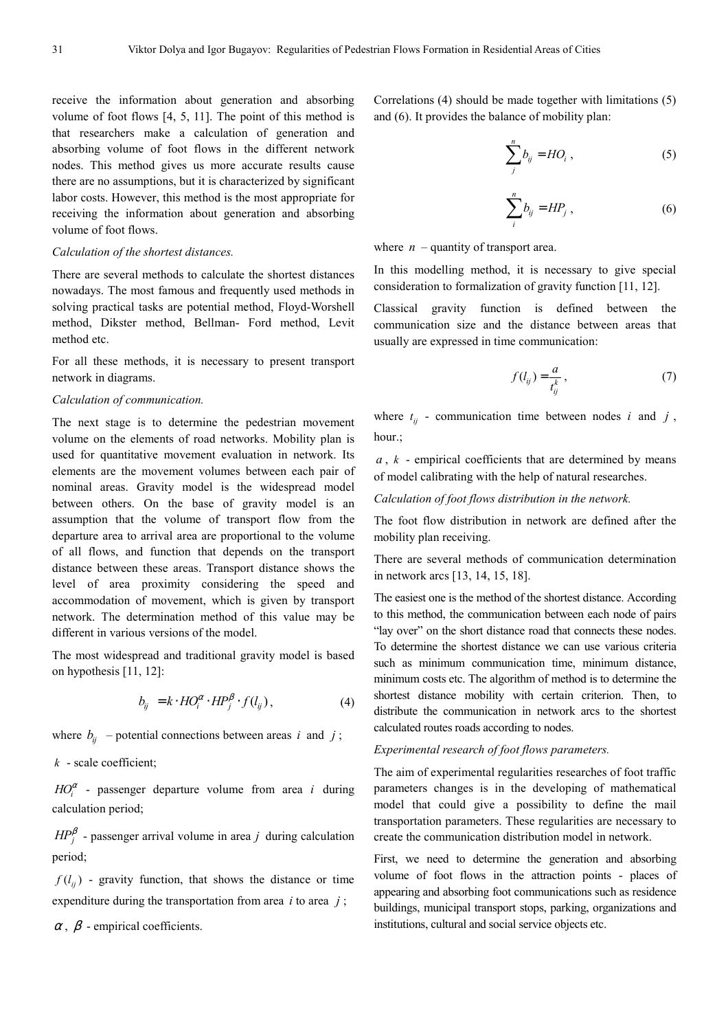receive the information about generation and absorbing volume of foot flows [4, 5, 11]. The point of this method is that researchers make a calculation of generation and absorbing volume of foot flows in the different network nodes. This method gives us more accurate results cause there are no assumptions, but it is characterized by significant labor costs. However, this method is the most appropriate for receiving the information about generation and absorbing volume of foot flows.

*Calculation of the shortest distances.*

There are several methods to calculate the shortest distances nowadays. The most famous and frequently used methods in solving practical tasks are potential method, Floyd-Worshell method, Dikster method, Bellman- Ford method, Levit method etc.

For all these methods, it is necessary to present transport network in diagrams.

*Calculation of communication.*

The next stage is to determine the pedestrian movement volume on the elements of road networks. Mobility plan is used for quantitative movement evaluation in network. Its elements are the movement volumes between each pair of nominal areas. Gravity model is the widespread model between others. On the base of gravity model is an assumption that the volume of transport flow from the departure area to arrival area are proportional to the volume of all flows, and function that depends on the transport distance between these areas. Transport distance shows the level of area proximity considering the speed and accommodation of movement, which is given by transport network. The determination method of this value may be different in various versions of the model.

The most widespread and traditional gravity model is based on hypothesis [11, 12]:

$$b_{ij} = k \cdot HO_i^{\alpha} \cdot HP_j^{\beta} \cdot f(l_{ij}), \tag{4}$$

where $b_{ij}$ – potential connections between areas $i$ and $j$;

$k$ - scale coefficient;

$HO_i^{\alpha}$ - passenger departure volume from area $i$ during calculation period;

$HP_j^{\beta}$ - passenger arrival volume in area $j$ during calculation period;

$f(l_{ij})$ - gravity function, that shows the distance or time expenditure during the transportation from area $i$ to area $j$;

$\alpha$, $\beta$ - empirical coefficients.

Correlations (4) should be made together with limitations (5) and (6). It provides the balance of mobility plan:

$$\sum_{j}^{n} b_{ij} = HO_i, \tag{5}$$

$$\sum_{i}^{n} b_{ij} = HP_j, \tag{6}$$

where $n$ – quantity of transport area.

In this modelling method, it is necessary to give special consideration to formalization of gravity function [11, 12].

Classical gravity function is defined between the communication size and the distance between areas that usually are expressed in time communication:

$$f(l_{ij}) = \frac{a}{t_{ij}^{k}}, \tag{7}$$

where $t_{ij}$ - communication time between nodes $i$ and $j$, hour.;

$a$, $k$ - empirical coefficients that are determined by means of model calibrating with the help of natural researches.

*Calculation of foot flows distribution in the network.*

The foot flow distribution in network are defined after the mobility plan receiving.

There are several methods of communication determination in network arcs [13, 14, 15, 18].

The easiest one is the method of the shortest distance. According to this method, the communication between each node of pairs “lay over” on the short distance road that connects these nodes. To determine the shortest distance we can use various criteria such as minimum communication time, minimum distance, minimum costs etc. The algorithm of method is to determine the shortest distance mobility with certain criterion. Then, to distribute the communication in network arcs to the shortest calculated routes roads according to nodes.

*Experimental research of foot flows parameters.*

The aim of experimental regularities researches of foot traffic parameters changes is in the developing of mathematical model that could give a possibility to define the mail transportation parameters. These regularities are necessary to create the communication distribution model in network.

First, we need to determine the generation and absorbing volume of foot flows in the attraction points - places of appearing and absorbing foot communications such as residence buildings, municipal transport stops, parking, organizations and institutions, cultural and social service objects etc.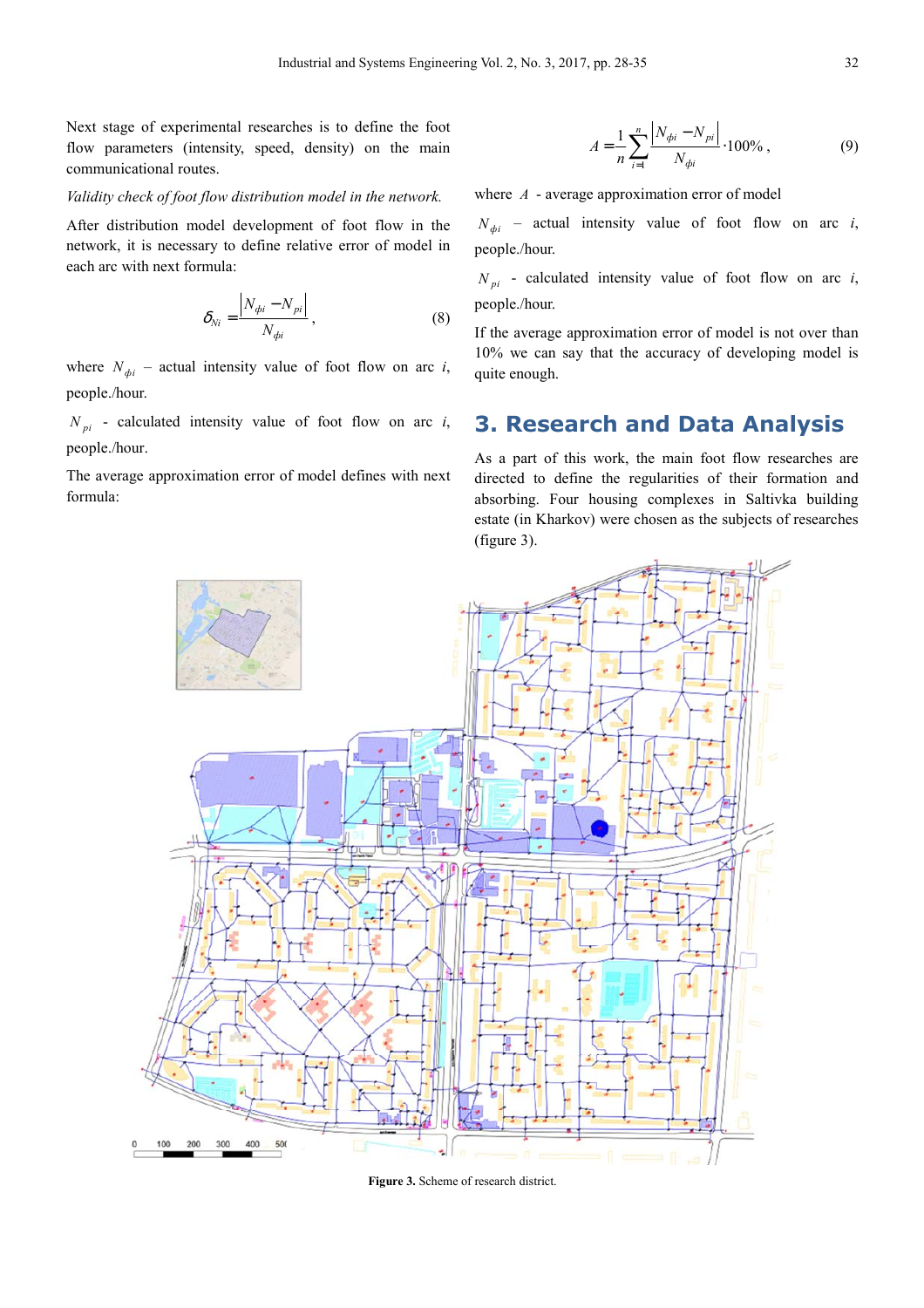Next stage of experimental researches is to define the foot flow parameters (intensity, speed, density) on the main communicational routes.

*Validity check of foot flow distribution model in the network.*

After distribution model development of foot flow in the network, it is necessary to define relative error of model in each arc with next formula:

$$\delta_{Ni} = \frac{\left|N_{\phi i} - N_{pi}\right|}{N_{\phi i}}, \tag{8}$$

where $N_{\phi i}$ – actual intensity value of foot flow on arc $i$, people./hour.

$N_{pi}$ - calculated intensity value of foot flow on arc $i$, people./hour.

The average approximation error of model defines with next formula:

$$A = \frac{1}{n}\sum_{i=1}^{n}\frac{\left|N_{\phi i} - N_{pi}\right|}{N_{\phi i}} \cdot 100\%, \tag{9}$$

where $A$ - average approximation error of model

$N_{\phi i}$ – actual intensity value of foot flow on arc $i$, people./hour.

$N_{pi}$ - calculated intensity value of foot flow on arc $i$, people./hour.

If the average approximation error of model is not over than 10% we can say that the accuracy of developing model is quite enough.

## 3. Research and Data Analysis

As a part of this work, the main foot flow researches are directed to define the regularities of their formation and absorbing. Four housing complexes in Saltivka building estate (in Kharkov) were chosen as the subjects of researches (figure 3).

**Figure 3.** Scheme of research district.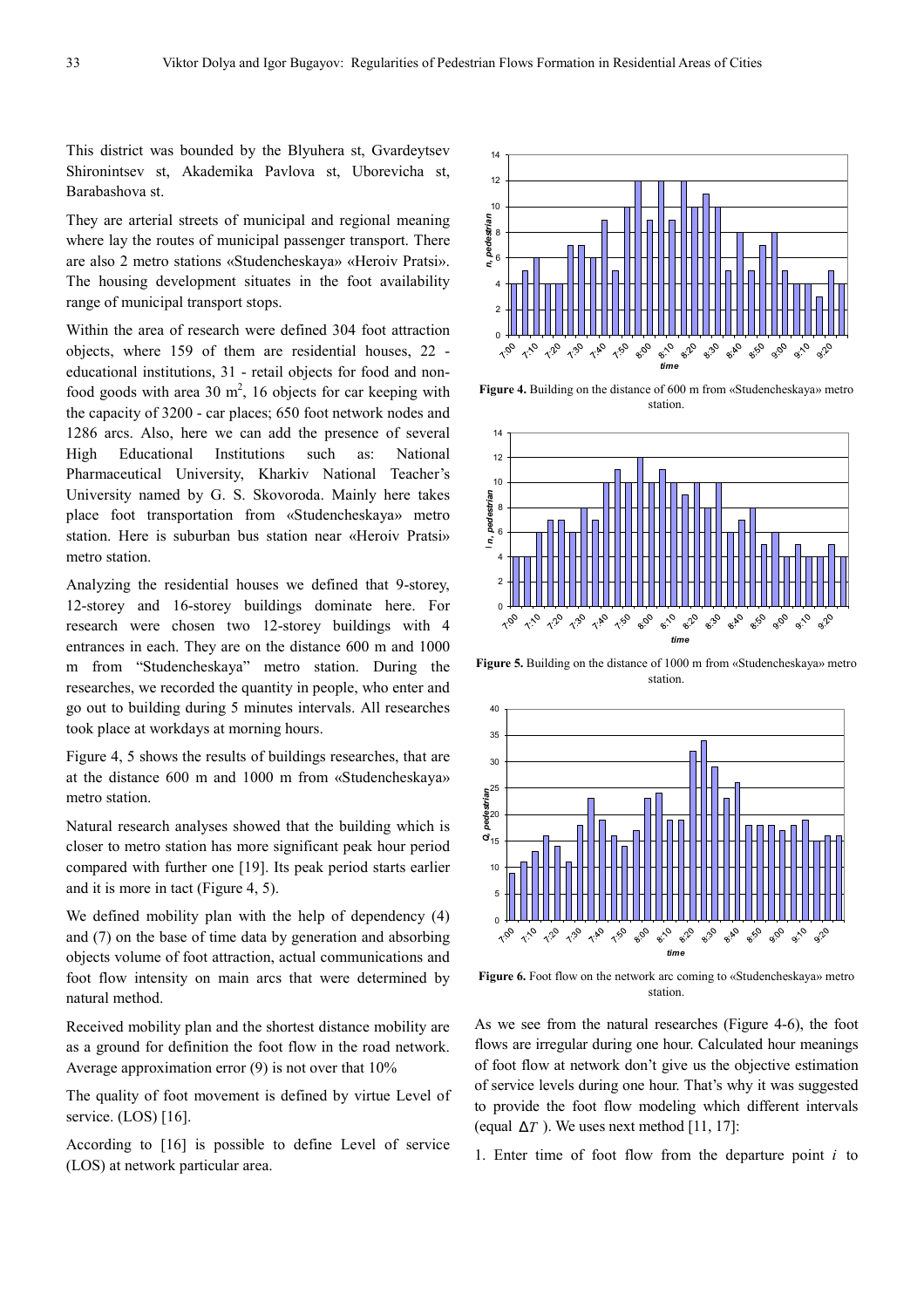This district was bounded by the Blyuhera st, Gvardeytsev Shironintsev st, Akademika Pavlova st, Uborevicha st, Barabashova st.

They are arterial streets of municipal and regional meaning where lay the routes of municipal passenger transport. There are also 2 metro stations «Studencheskaya» «Heroiv Pratsi». The housing development situates in the foot availability range of municipal transport stops.

Within the area of research were defined 304 foot attraction objects, where 159 of them are residential houses, 22 - educational institutions, 31 - retail objects for food and non-food goods with area 30 m$^2$, 16 objects for car keeping with the capacity of 3200 - car places; 650 foot network nodes and 1286 arcs. Also, here we can add the presence of several High Educational Institutions such as: National Pharmaceutical University, Kharkiv National Teacher's University named by G. S. Skovoroda. Mainly here takes place foot transportation from «Studencheskaya» metro station. Here is suburban bus station near «Heroiv Pratsi» metro station.

Analyzing the residential houses we defined that 9-storey, 12-storey and 16-storey buildings dominate here. For research were chosen two 12-storey buildings with 4 entrances in each. They are on the distance 600 m and 1000 m from "Studencheskaya" metro station. During the researches, we recorded the quantity in people, who enter and go out to building during 5 minutes intervals. All researches took place at workdays at morning hours.

Figure 4, 5 shows the results of buildings researches, that are at the distance 600 m and 1000 m from «Studencheskaya» metro station.

Natural research analyses showed that the building which is closer to metro station has more significant peak hour period compared with further one [19]. Its peak period starts earlier and it is more in tact (Figure 4, 5).

We defined mobility plan with the help of dependency (4) and (7) on the base of time data by generation and absorbing objects volume of foot attraction, actual communications and foot flow intensity on main arcs that were determined by natural method.

Received mobility plan and the shortest distance mobility are as a ground for definition the foot flow in the road network. Average approximation error (9) is not over that 10%

The quality of foot movement is defined by virtue Level of service. (LOS) [16].

According to [16] is possible to define Level of service (LOS) at network particular area.

**Figure 4.** Building on the distance of 600 m from «Studencheskaya» metro station.

**Figure 5.** Building on the distance of 1000 m from «Studencheskaya» metro station.

**Figure 6.** Foot flow on the network arc coming to «Studencheskaya» metro station.

As we see from the natural researches (Figure 4-6), the foot flows are irregular during one hour. Calculated hour meanings of foot flow at network don't give us the objective estimation of service levels during one hour. That's why it was suggested to provide the foot flow modeling which different intervals (equal $\Delta T$ ). We uses next method [11, 17]:

1. Enter time of foot flow from the departure point $i$ to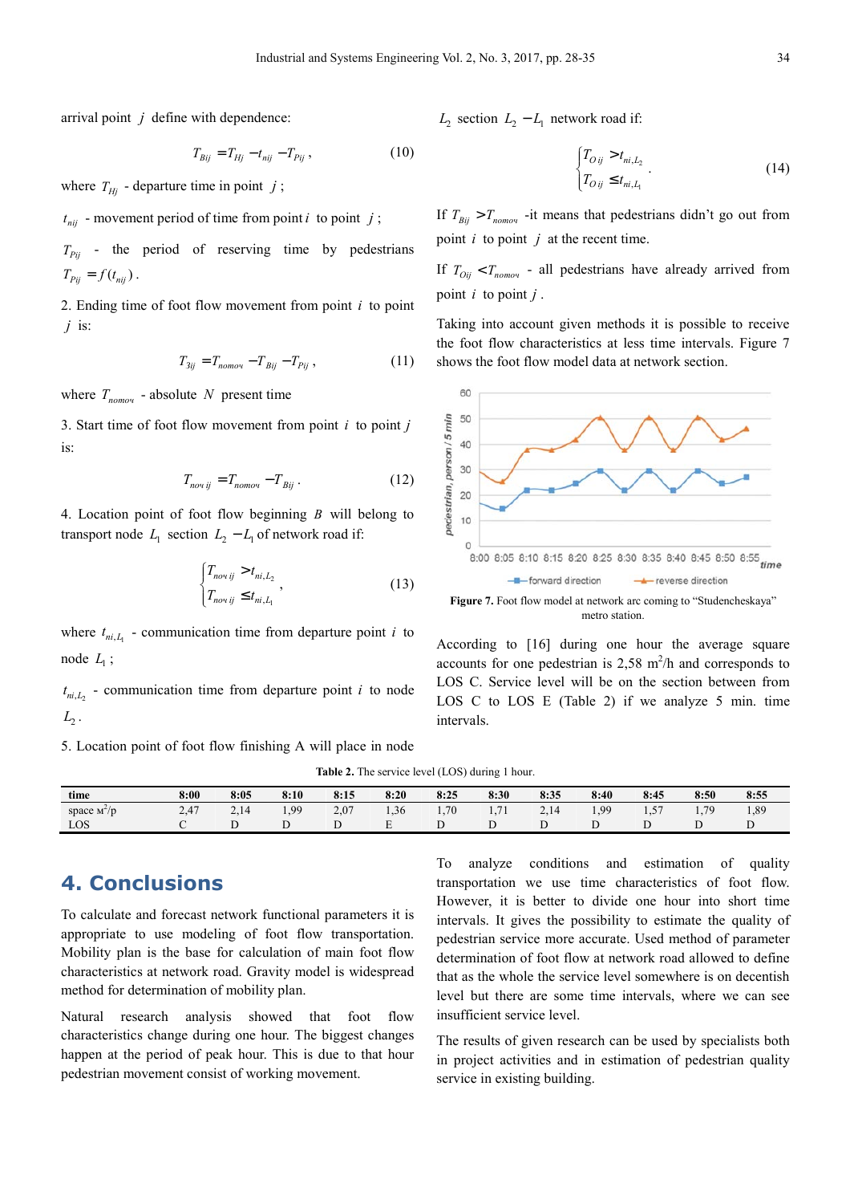arrival point $j$ define with dependence:

$$T_{Bij} = T_{Hj} - t_{nij} - T_{Pij}, \tag{10}$$

where $T_{Hj}$ - departure time in point $j$;

$t_{nij}$ - movement period of time from point $i$ to point $j$;

$T_{Pij}$ - the period of reserving time by pedestrians $T_{Pij} = f(t_{nij})$.

2. Ending time of foot flow movement from point $i$ to point $j$ is:

$$T_{3ij} = T_{nomoч} - T_{Bij} - T_{Pij}, \tag{11}$$

where $T_{nomoч}$ - absolute $N$ present time

3. Start time of foot flow movement from point $i$ to point $j$ is:

$$T_{noч\,ij} = T_{nomoч} - T_{Bij}. \tag{12}$$

4. Location point of foot flow beginning $B$ will belong to transport node $L_1$ section $L_2 - L_1$ of network road if:

$$\begin{cases} T_{noч\,ij} > t_{ni,L_2} \\ T_{noч\,ij} \le t_{ni,L_1} \end{cases}, \tag{13}$$

where $t_{ni,L_1}$ - communication time from departure point $i$ to node $L_1$;

$t_{ni,L_2}$ - communication time from departure point $i$ to node $L_2$.

5. Location point of foot flow finishing A will place in node $L_2$ section $L_2 - L_1$ network road if:

$$\begin{cases} T_{O\,ij} > t_{ni,L_2} \\ T_{O\,ij} \le t_{ni,L_1} \end{cases}. \tag{14}$$

If $T_{Bij} > T_{nomoч}$ -it means that pedestrians didn't go out from point $i$ to point $j$ at the recent time.

If $T_{Oij} < T_{nomoч}$ - all pedestrians have already arrived from point $i$ to point $j$.

Taking into account given methods it is possible to receive the foot flow characteristics at less time intervals. Figure 7 shows the foot flow model data at network section.

**Figure 7.** Foot flow model at network arc coming to "Studencheskaya" metro station.

According to [16] during one hour the average square accounts for one pedestrian is 2,58 $m^2$/h and corresponds to LOS C. Service level will be on the section between from LOS C to LOS E (Table 2) if we analyze 5 min. time intervals.

**Table 2.** The service level (LOS) during 1 hour.

| time | 8:00 | 8:05 | 8:10 | 8:15 | 8:20 | 8:25 | 8:30 | 8:35 | 8:40 | 8:45 | 8:50 | 8:55 |
|---|---|---|---|---|---|---|---|---|---|---|---|---|
| space м$^2$/р | 2,47 | 2,14 | 1,99 | 2,07 | 1,36 | 1,70 | 1,71 | 2,14 | 1,99 | 1,57 | 1,79 | 1,89 |
| LOS | C | D | D | D | E | D | D | D | D | D | D | D |

## 4. Conclusions

To calculate and forecast network functional parameters it is appropriate to use modeling of foot flow transportation. Mobility plan is the base for calculation of main foot flow characteristics at network road. Gravity model is widespread method for determination of mobility plan.

Natural research analysis showed that foot flow characteristics change during one hour. The biggest changes happen at the period of peak hour. This is due to that hour pedestrian movement consist of working movement.

To analyze conditions and estimation of quality transportation we use time characteristics of foot flow. However, it is better to divide one hour into short time intervals. It gives the possibility to estimate the quality of pedestrian service more accurate. Used method of parameter determination of foot flow at network road allowed to define that as the whole the service level somewhere is on decentish level but there are some time intervals, where we can see insufficient service level.

The results of given research can be used by specialists both in project activities and in estimation of pedestrian quality service in existing building.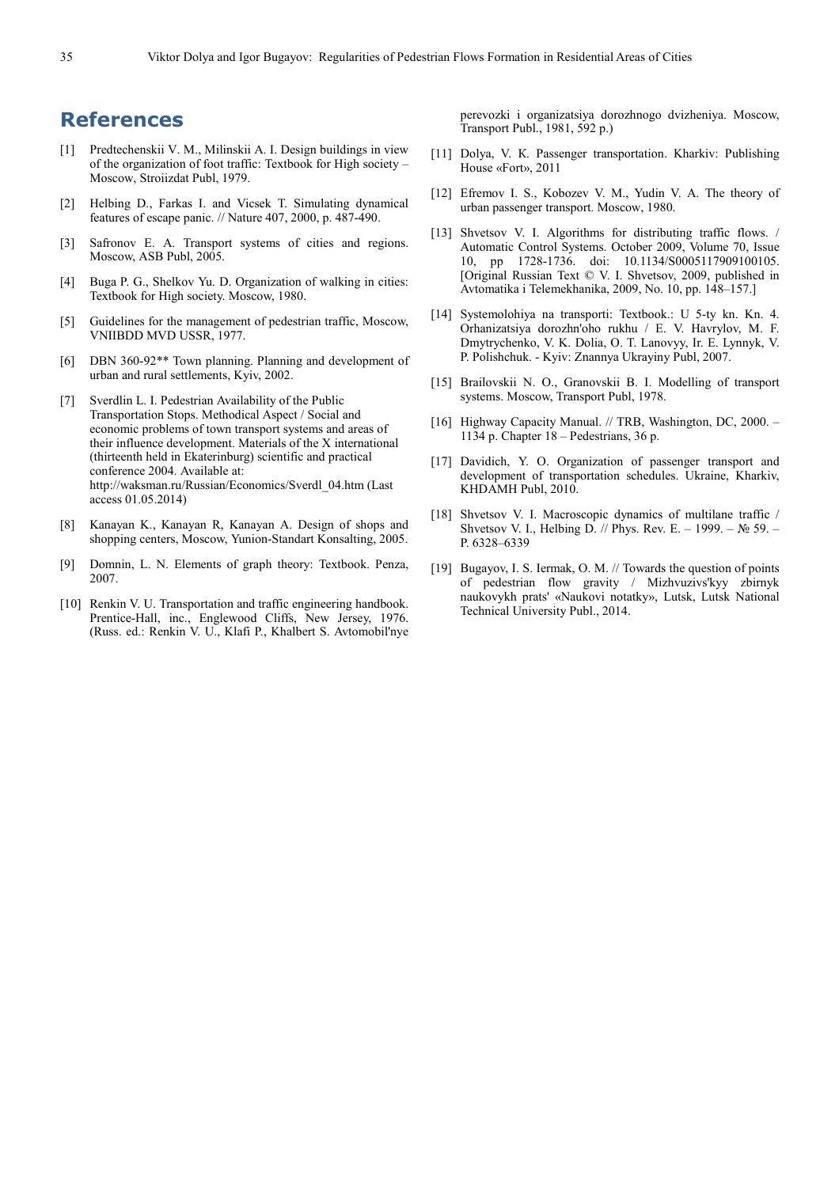## References

[1] Predtechenskii V. M., Milinskii A. I. Design buildings in view of the organization of foot traffic: Textbook for High society – Moscow, Stroiizdat Publ, 1979.

[2] Helbing D., Farkas I. and Vicsek T. Simulating dynamical features of escape panic. // Nature 407, 2000, p. 487-490.

[3] Safronov E. A. Transport systems of cities and regions. Moscow, ASB Publ, 2005.

[4] Buga P. G., Shelkov Yu. D. Organization of walking in cities: Textbook for High society. Moscow, 1980.

[5] Guidelines for the management of pedestrian traffic, Moscow, VNIIBDD MVD USSR, 1977.

[6] DBN 360-92** Town planning. Planning and development of urban and rural settlements, Kyiv, 2002.

[7] Sverdlin L. I. Pedestrian Availability of the Public Transportation Stops. Methodical Aspect / Social and economic problems of town transport systems and areas of their influence development. Materials of the X international (thirteenth held in Ekaterinburg) scientific and practical conference 2004. Available at: http://waksman.ru/Russian/Economics/Sverdl_04.htm (Last access 01.05.2014)

[8] Kanayan K., Kanayan R, Kanayan A. Design of shops and shopping centers, Moscow, Yunion-Standart Konsalting, 2005.

[9] Domnin, L. N. Elements of graph theory: Textbook. Penza, 2007.

[10] Renkin V. U. Transportation and traffic engineering handbook. Prentice-Hall, inc., Englewood Cliffs, New Jersey, 1976. (Russ. ed.: Renkin V. U., Klafi P., Khalbert S. Avtomobil'nye perevozki i organizatsiya dorozhnogo dvizheniya. Moscow, Transport Publ., 1981, 592 p.)

[11] Dolya, V. K. Passenger transportation. Kharkiv: Publishing House «Fort», 2011

[12] Efremov I. S., Kobozev V. M., Yudin V. A. The theory of urban passenger transport. Moscow, 1980.

[13] Shvetsov V. I. Algorithms for distributing traffic flows. / Automatic Control Systems. October 2009, Volume 70, Issue 10, pp 1728-1736. doi: 10.1134/S0005117909100105. [Original Russian Text © V. I. Shvetsov, 2009, published in Avtomatika i Telemekhanika, 2009, No. 10, pp. 148–157.]

[14] Systemolohiya na transporti: Textbook.: U 5-ty kn. Kn. 4. Orhanizatsiya dorozhn'oho rukhu / E. V. Havrylov, M. F. Dmytrychenko, V. K. Dolia, O. T. Lanovyy, Ir. E. Lynnyk, V. P. Polishchuk. - Kyiv: Znannya Ukrayiny Publ, 2007.

[15] Brailovskii N. O., Granovskii B. I. Modelling of transport systems. Moscow, Transport Publ, 1978.

[16] Highway Capacity Manual. // TRB, Washington, DC, 2000. – 1134 p. Chapter 18 – Pedestrians, 36 p.

[17] Davidich, Y. O. Organization of passenger transport and development of transportation schedules. Ukraine, Kharkiv, KHDAMH Publ, 2010.

[18] Shvetsov V. I. Macroscopic dynamics of multilane traffic / Shvetsov V. I., Helbing D. // Phys. Rev. E. – 1999. – № 59. – P. 6328–6339

[19] Bugayov, I. S. Iermak, O. M. // Towards the question of points of pedestrian flow gravity / Mizhvuzivs'kyy zbirnyk naukovykh prats' «Naukovi notatky», Lutsk, Lutsk National Technical University Publ., 2014.